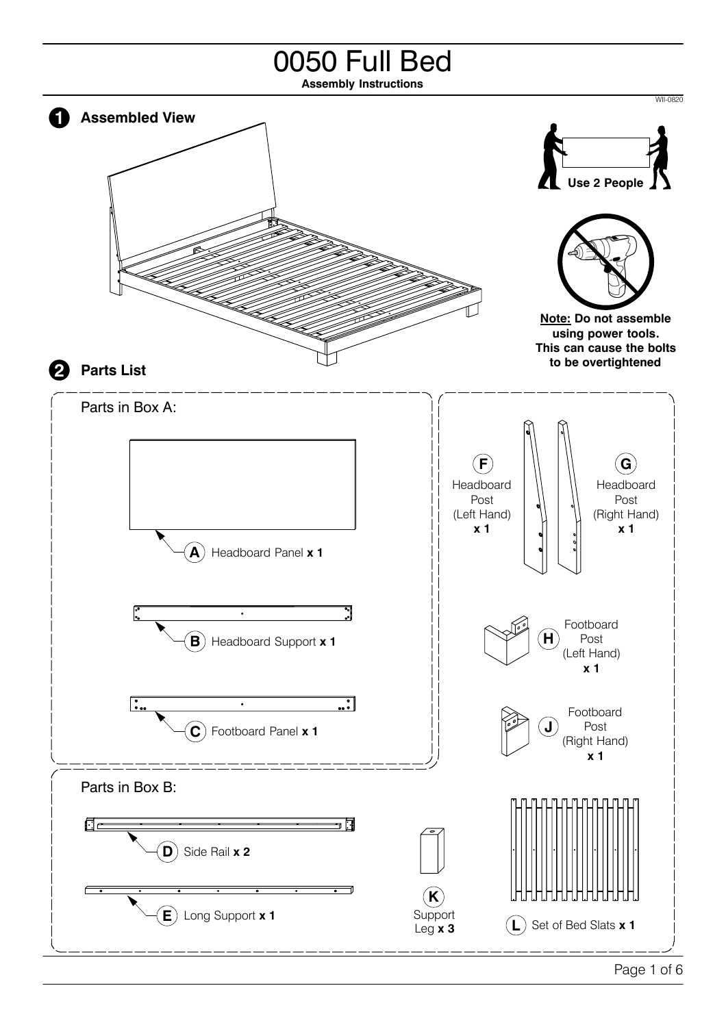# 0050 Full Bed

**Assembly Instructions**

WII-0820

## 1 Assembled View

**Use 2 People**

**Note: Do not assemble using power tools. This can cause the bolts to be overtightened**

## 2 Parts List

Parts in Box A:

- **A** Headboard Panel **x 1**
- **B** Headboard Support **x 1**
- **C** Footboard Panel **x 1**
- **F** Headboard Post (Left Hand) **x 1**
- **G** Headboard Post (Right Hand) **x 1**
- **H** Footboard Post (Left Hand) **x 1**
- **J** Footboard Post (Right Hand) **x 1**

Parts in Box B:

- **D** Side Rail **x 2**
- **E** Long Support **x 1**
- **K** Support Leg **x 3**
- **L** Set of Bed Slats **x 1**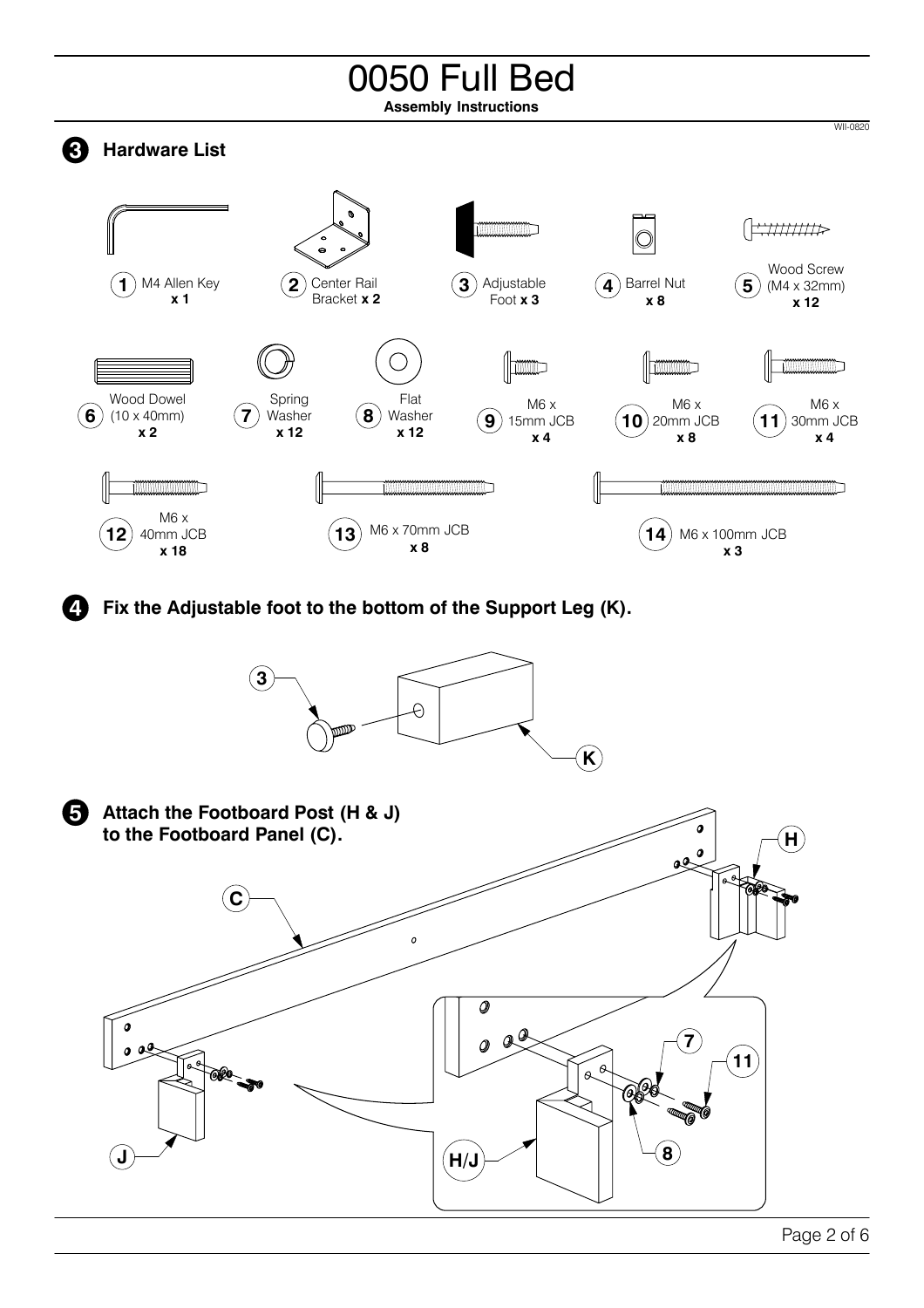# 0050 Full Bed

**Assembly Instructions**

WII-0820

## 3 Hardware List

| No. | Item | Qty |
|---|---|---|
| 1 | M4 Allen Key | x 1 |
| 2 | Center Rail Bracket | x 2 |
| 3 | Adjustable Foot | x 3 |
| 4 | Barrel Nut | x 8 |
| 5 | Wood Screw (M4 x 32mm) | x 12 |
| 6 | Wood Dowel (10 x 40mm) | x 2 |
| 7 | Spring Washer | x 12 |
| 8 | Flat Washer | x 12 |
| 9 | M6 x 15mm JCB | x 4 |
| 10 | M6 x 20mm JCB | x 8 |
| 11 | M6 x 30mm JCB | x 4 |
| 12 | M6 x 40mm JCB | x 18 |
| 13 | M6 x 70mm JCB | x 8 |
| 14 | M6 x 100mm JCB | x 3 |

## 4 Fix the Adjustable foot to the bottom of the Support Leg (K).

3

K

## 5 Attach the Footboard Post (H & J) to the Footboard Panel (C).

C

H

J

H/J

7

8

11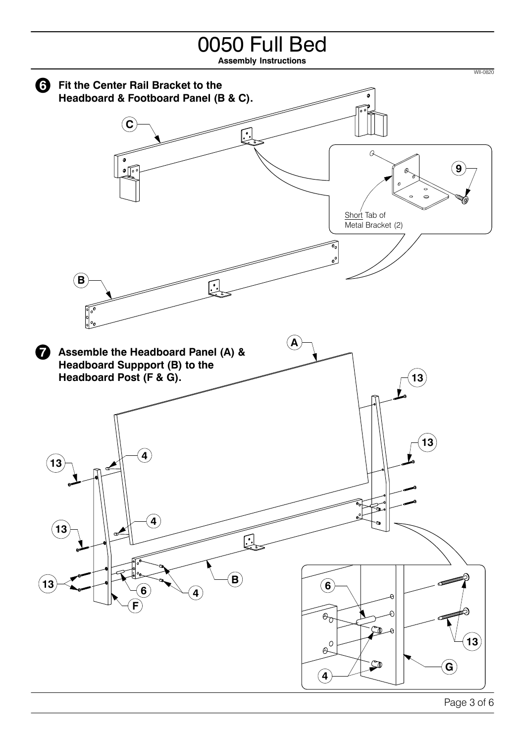# 0050 Full Bed

**Assembly Instructions**

WII-0820

**6** **Fit the Center Rail Bracket to the Headboard & Footboard Panel (B & C).**

C

9

Short Tab of Metal Bracket (2)

B

**7** **Assemble the Headboard Panel (A) & Headboard Suppport (B) to the Headboard Post (F & G).**

A

13

13

4

13

4

13

13

6

4

B

F

6

13

4

G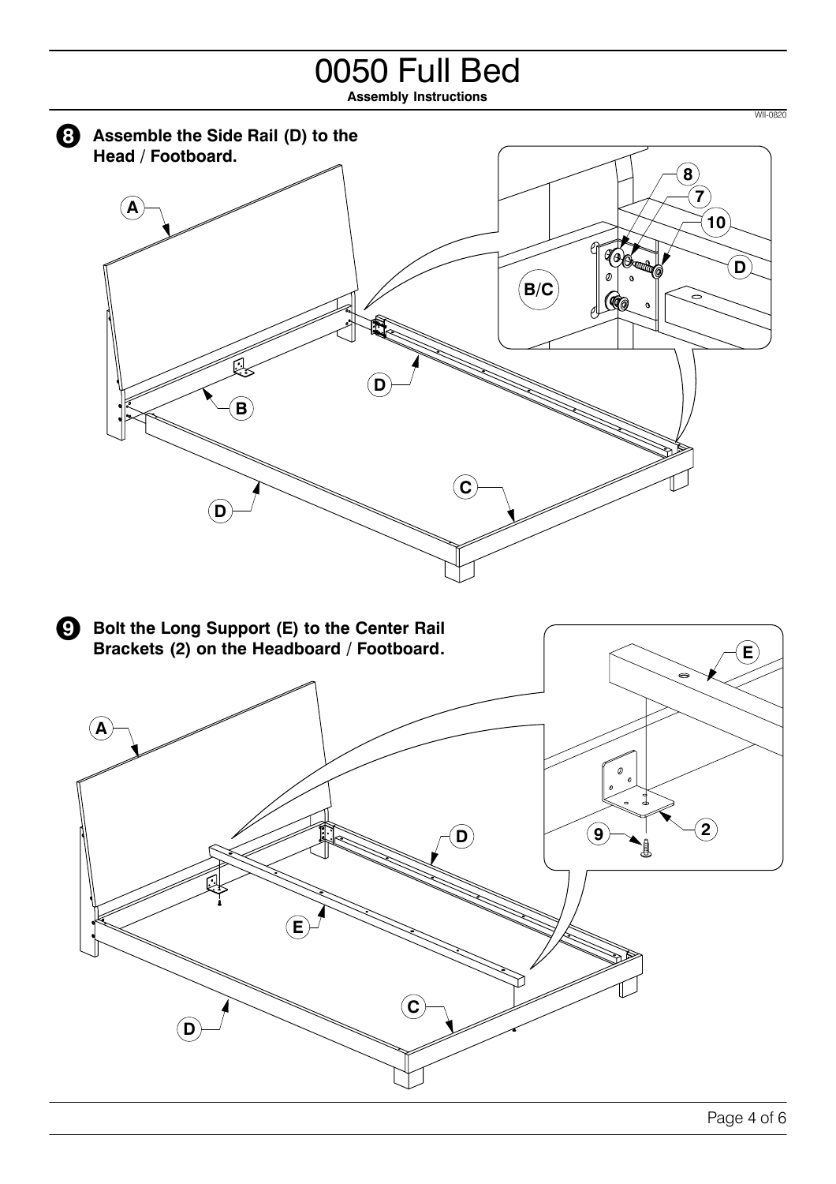# 0050 Full Bed

**Assembly Instructions**

WII-0820

**8** **Assemble the Side Rail (D) to the Head / Footboard.**

**9** **Bolt the Long Support (E) to the Center Rail Brackets (2) on the Headboard / Footboard.**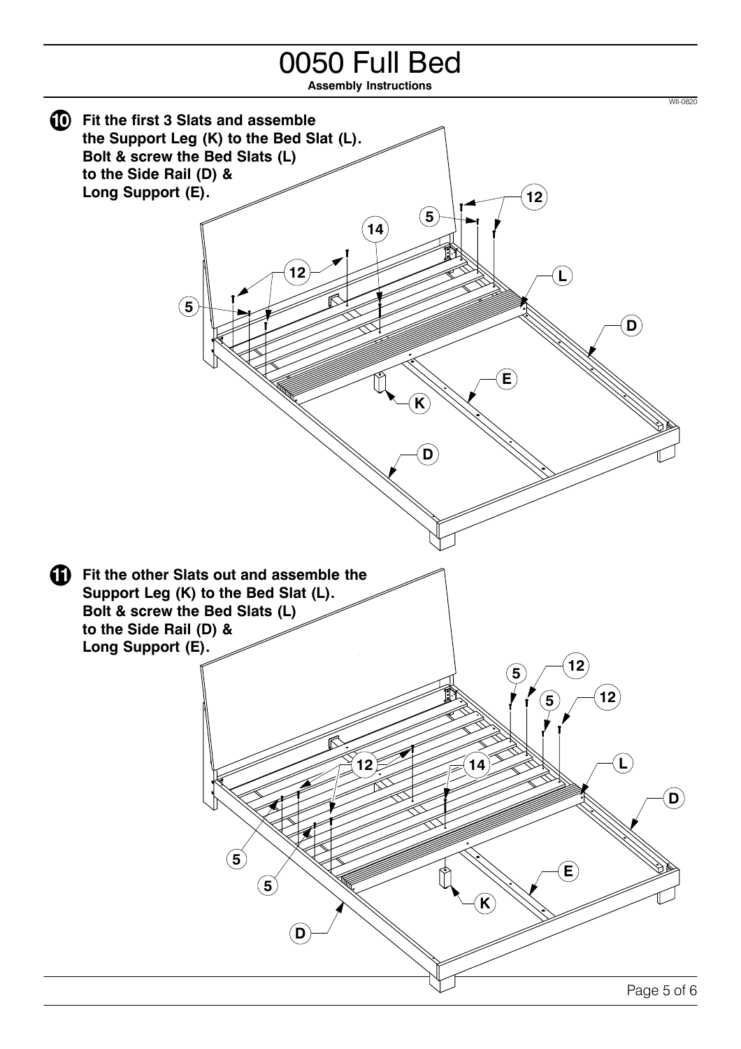# 0050 Full Bed

**Assembly Instructions**

WII-0820

**10** **Fit the first 3 Slats and assemble the Support Leg (K) to the Bed Slat (L). Bolt & screw the Bed Slats (L) to the Side Rail (D) & Long Support (E).**

**11** **Fit the other Slats out and assemble the Support Leg (K) to the Bed Slat (L). Bolt & screw the Bed Slats (L) to the Side Rail (D) & Long Support (E).**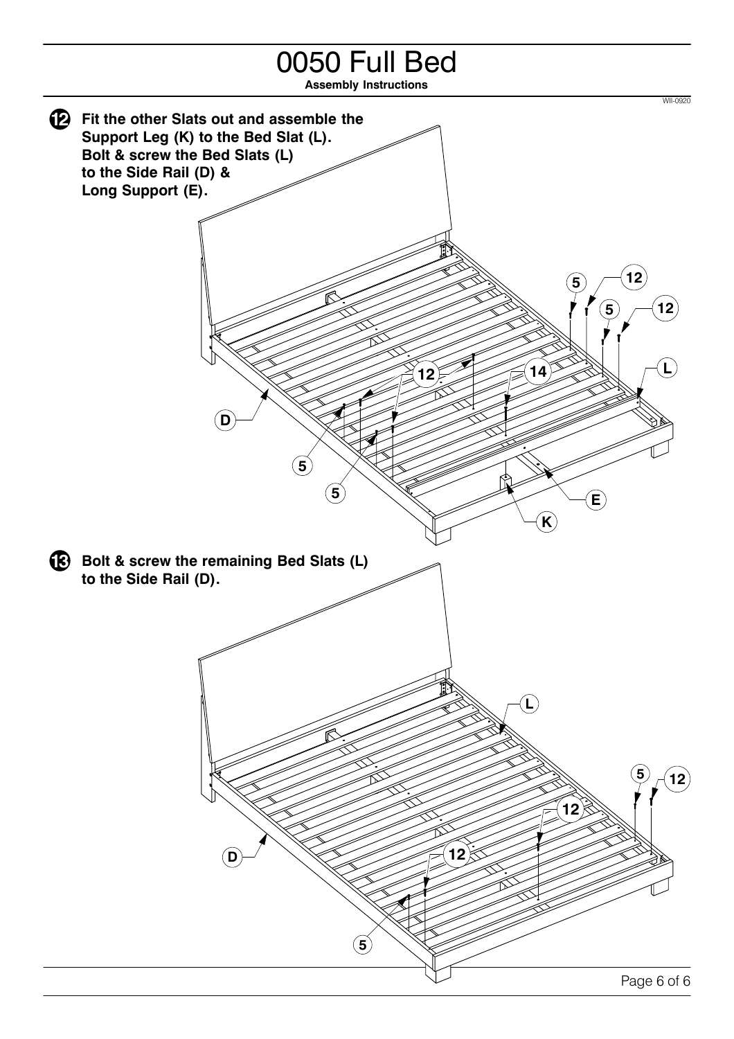# 0050 Full Bed

**Assembly Instructions**

WII-0920

**12** **Fit the other Slats out and assemble the Support Leg (K) to the Bed Slat (L). Bolt & screw the Bed Slats (L) to the Side Rail (D) & Long Support (E).**

5
12
5
12
12
14
L
D
5
5
E
K

**13** **Bolt & screw the remaining Bed Slats (L) to the Side Rail (D).**

L
5
12
12
D
12
5